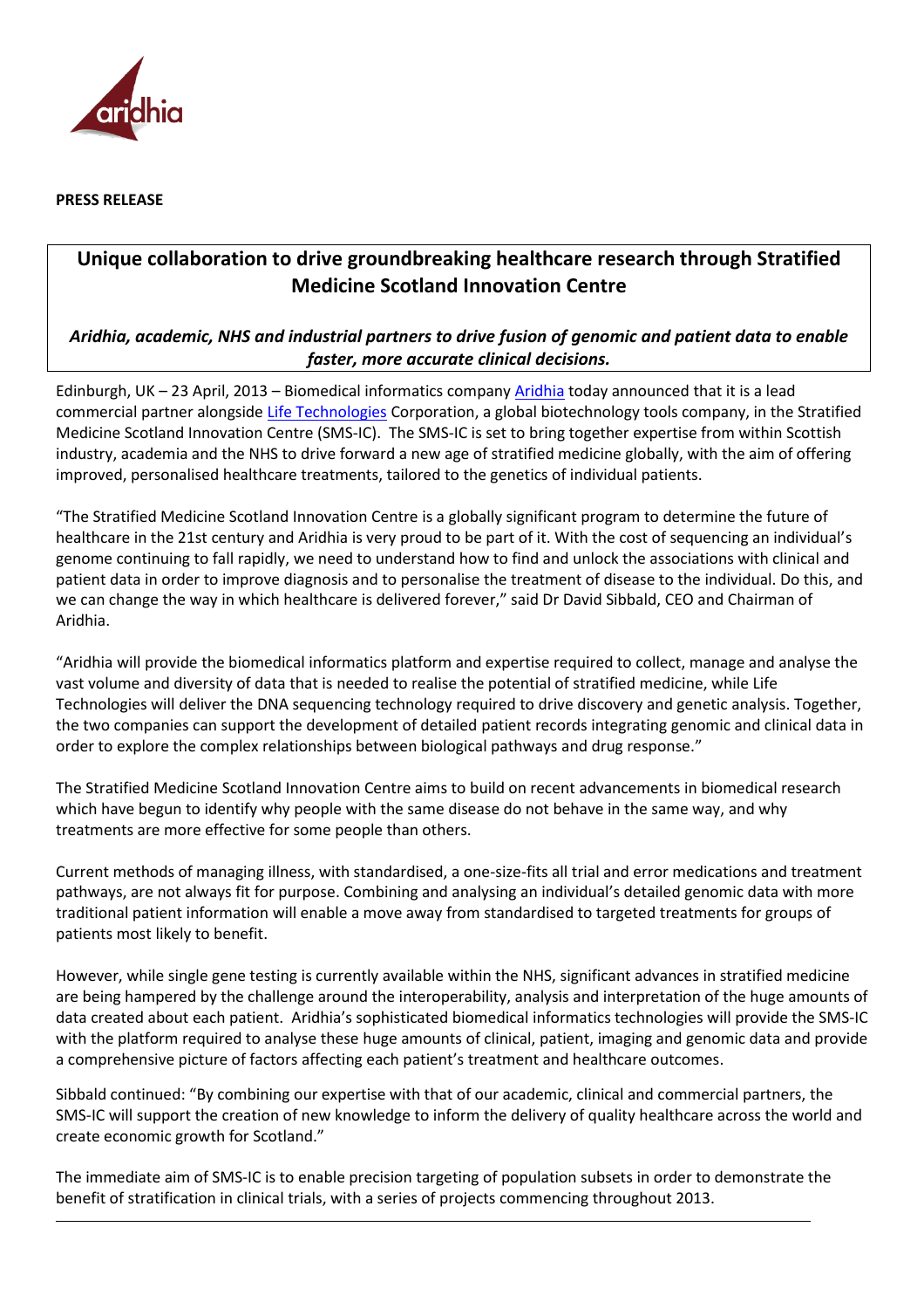**PRESS RELEASE**

# Unique collaboration to drive groundbreaking healthcare research through Stratified Medicine Scotland Innovation Centre

***Aridhia, academic, NHS and industrial partners to drive fusion of genomic and patient data to enable faster, more accurate clinical decisions.***

Edinburgh, UK – 23 April, 2013 – Biomedical informatics company Aridhia today announced that it is a lead commercial partner alongside Life Technologies Corporation, a global biotechnology tools company, in the Stratified Medicine Scotland Innovation Centre (SMS-IC). The SMS-IC is set to bring together expertise from within Scottish industry, academia and the NHS to drive forward a new age of stratified medicine globally, with the aim of offering improved, personalised healthcare treatments, tailored to the genetics of individual patients.

"The Stratified Medicine Scotland Innovation Centre is a globally significant program to determine the future of healthcare in the 21st century and Aridhia is very proud to be part of it. With the cost of sequencing an individual's genome continuing to fall rapidly, we need to understand how to find and unlock the associations with clinical and patient data in order to improve diagnosis and to personalise the treatment of disease to the individual. Do this, and we can change the way in which healthcare is delivered forever," said Dr David Sibbald, CEO and Chairman of Aridhia.

"Aridhia will provide the biomedical informatics platform and expertise required to collect, manage and analyse the vast volume and diversity of data that is needed to realise the potential of stratified medicine, while Life Technologies will deliver the DNA sequencing technology required to drive discovery and genetic analysis. Together, the two companies can support the development of detailed patient records integrating genomic and clinical data in order to explore the complex relationships between biological pathways and drug response."

The Stratified Medicine Scotland Innovation Centre aims to build on recent advancements in biomedical research which have begun to identify why people with the same disease do not behave in the same way, and why treatments are more effective for some people than others.

Current methods of managing illness, with standardised, a one-size-fits all trial and error medications and treatment pathways, are not always fit for purpose. Combining and analysing an individual's detailed genomic data with more traditional patient information will enable a move away from standardised to targeted treatments for groups of patients most likely to benefit.

However, while single gene testing is currently available within the NHS, significant advances in stratified medicine are being hampered by the challenge around the interoperability, analysis and interpretation of the huge amounts of data created about each patient. Aridhia's sophisticated biomedical informatics technologies will provide the SMS-IC with the platform required to analyse these huge amounts of clinical, patient, imaging and genomic data and provide a comprehensive picture of factors affecting each patient's treatment and healthcare outcomes.

Sibbald continued: "By combining our expertise with that of our academic, clinical and commercial partners, the SMS-IC will support the creation of new knowledge to inform the delivery of quality healthcare across the world and create economic growth for Scotland."

The immediate aim of SMS-IC is to enable precision targeting of population subsets in order to demonstrate the benefit of stratification in clinical trials, with a series of projects commencing throughout 2013.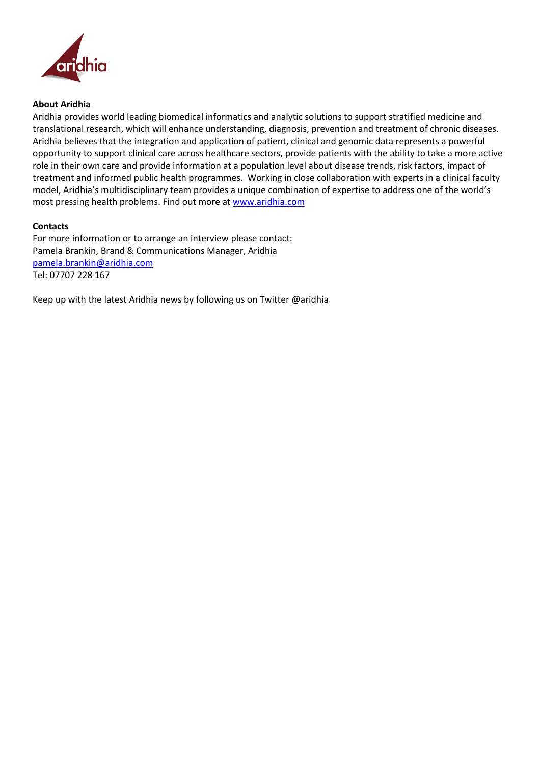**About Aridhia**

Aridhia provides world leading biomedical informatics and analytic solutions to support stratified medicine and translational research, which will enhance understanding, diagnosis, prevention and treatment of chronic diseases. Aridhia believes that the integration and application of patient, clinical and genomic data represents a powerful opportunity to support clinical care across healthcare sectors, provide patients with the ability to take a more active role in their own care and provide information at a population level about disease trends, risk factors, impact of treatment and informed public health programmes. Working in close collaboration with experts in a clinical faculty model, Aridhia's multidisciplinary team provides a unique combination of expertise to address one of the world's most pressing health problems. Find out more at www.aridhia.com

**Contacts**

For more information or to arrange an interview please contact:
Pamela Brankin, Brand & Communications Manager, Aridhia
pamela.brankin@aridhia.com
Tel: 07707 228 167

Keep up with the latest Aridhia news by following us on Twitter @aridhia